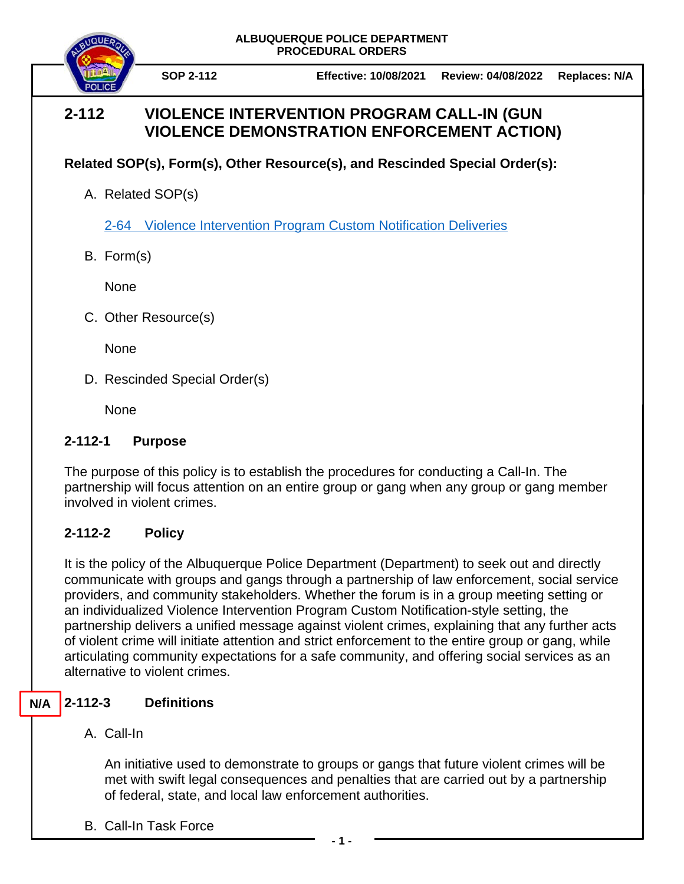ALBUQUERQUE POLICE DEPARTMENT
PROCEDURAL ORDERS

**SOP 2-112** | **Effective: 10/08/2021** | **Review: 04/08/2022** | **Replaces: N/A**

# 2-112 VIOLENCE INTERVENTION PROGRAM CALL-IN (GUN VIOLENCE DEMONSTRATION ENFORCEMENT ACTION)

**Related SOP(s), Form(s), Other Resource(s), and Rescinded Special Order(s):**

A. Related SOP(s)

   2-64 Violence Intervention Program Custom Notification Deliveries

B. Form(s)

   None

C. Other Resource(s)

   None

D. Rescinded Special Order(s)

   None

## 2-112-1 Purpose

The purpose of this policy is to establish the procedures for conducting a Call-In. The partnership will focus attention on an entire group or gang when any group or gang member involved in violent crimes.

## 2-112-2 Policy

It is the policy of the Albuquerque Police Department (Department) to seek out and directly communicate with groups and gangs through a partnership of law enforcement, social service providers, and community stakeholders. Whether the forum is in a group meeting setting or an individualized Violence Intervention Program Custom Notification-style setting, the partnership delivers a unified message against violent crimes, explaining that any further acts of violent crime will initiate attention and strict enforcement to the entire group or gang, while articulating community expectations for a safe community, and offering social services as an alternative to violent crimes.

## N/A 2-112-3 Definitions

A. Call-In

   An initiative used to demonstrate to groups or gangs that future violent crimes will be met with swift legal consequences and penalties that are carried out by a partnership of federal, state, and local law enforcement authorities.

B. Call-In Task Force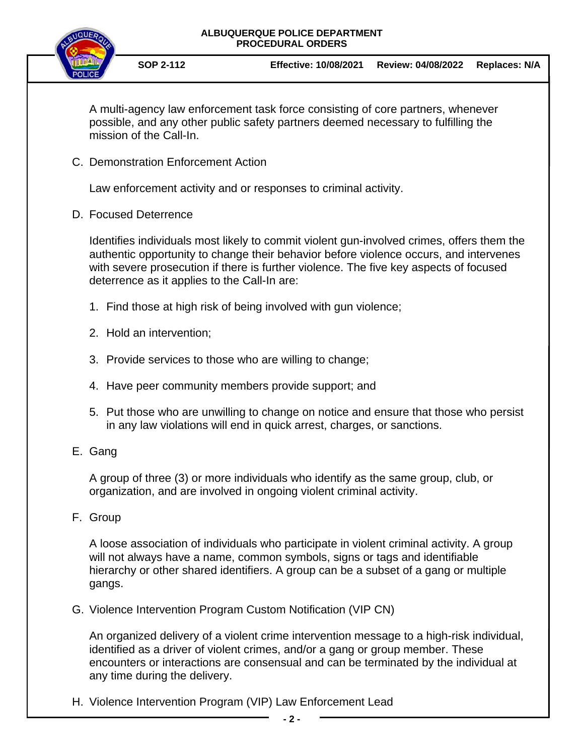A multi-agency law enforcement task force consisting of core partners, whenever possible, and any other public safety partners deemed necessary to fulfilling the mission of the Call-In.

C. Demonstration Enforcement Action

Law enforcement activity and or responses to criminal activity.

D. Focused Deterrence

Identifies individuals most likely to commit violent gun-involved crimes, offers them the authentic opportunity to change their behavior before violence occurs, and intervenes with severe prosecution if there is further violence. The five key aspects of focused deterrence as it applies to the Call-In are:

1. Find those at high risk of being involved with gun violence;
2. Hold an intervention;
3. Provide services to those who are willing to change;
4. Have peer community members provide support; and
5. Put those who are unwilling to change on notice and ensure that those who persist in any law violations will end in quick arrest, charges, or sanctions.

E. Gang

A group of three (3) or more individuals who identify as the same group, club, or organization, and are involved in ongoing violent criminal activity.

F. Group

A loose association of individuals who participate in violent criminal activity. A group will not always have a name, common symbols, signs or tags and identifiable hierarchy or other shared identifiers. A group can be a subset of a gang or multiple gangs.

G. Violence Intervention Program Custom Notification (VIP CN)

An organized delivery of a violent crime intervention message to a high-risk individual, identified as a driver of violent crimes, and/or a gang or group member. These encounters or interactions are consensual and can be terminated by the individual at any time during the delivery.

H. Violence Intervention Program (VIP) Law Enforcement Lead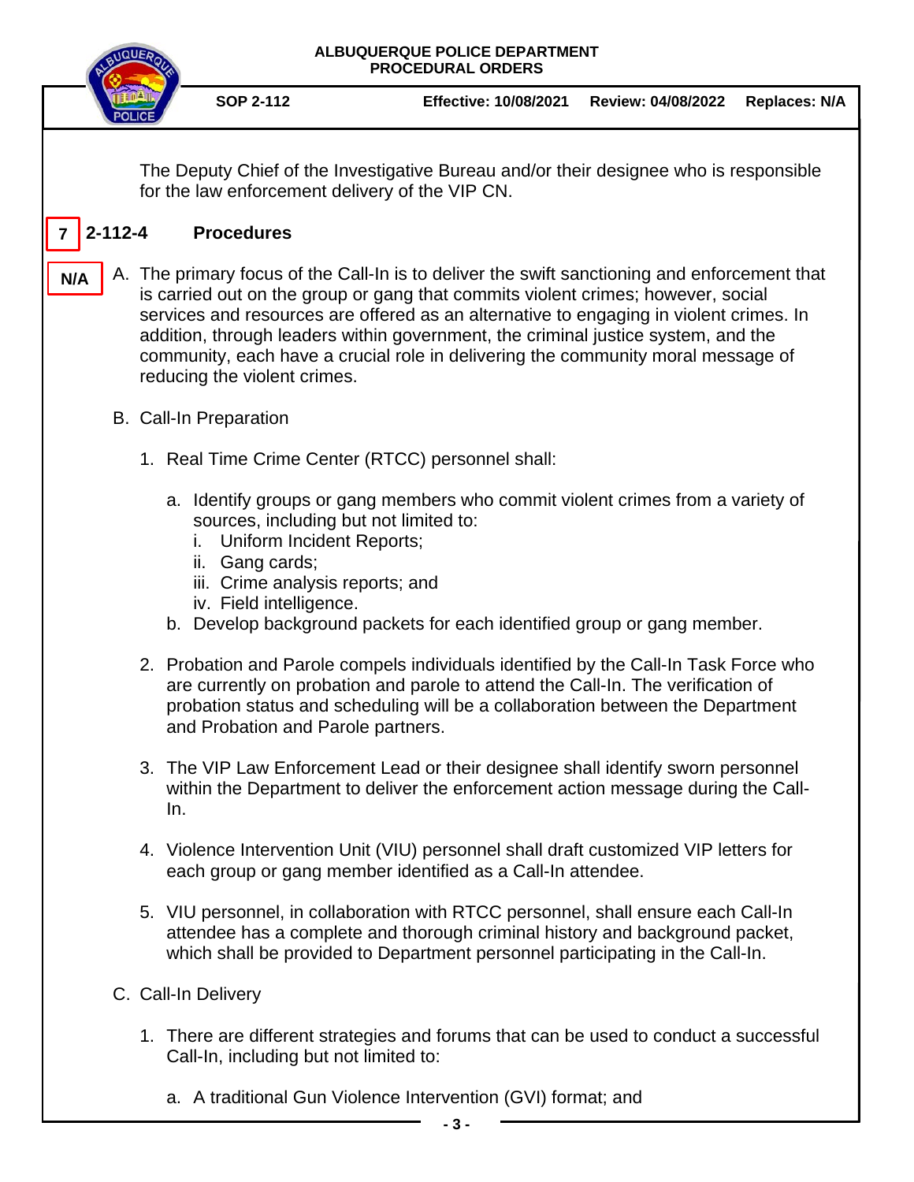The Deputy Chief of the Investigative Bureau and/or their designee who is responsible for the law enforcement delivery of the VIP CN.

## 7 2-112-4 Procedures

N/A

A. The primary focus of the Call-In is to deliver the swift sanctioning and enforcement that is carried out on the group or gang that commits violent crimes; however, social services and resources are offered as an alternative to engaging in violent crimes. In addition, through leaders within government, the criminal justice system, and the community, each have a crucial role in delivering the community moral message of reducing the violent crimes.

B. Call-In Preparation

1. Real Time Crime Center (RTCC) personnel shall:

   a. Identify groups or gang members who commit violent crimes from a variety of sources, including but not limited to:
      i. Uniform Incident Reports;
      ii. Gang cards;
      iii. Crime analysis reports; and
      iv. Field intelligence.

   b. Develop background packets for each identified group or gang member.

2. Probation and Parole compels individuals identified by the Call-In Task Force who are currently on probation and parole to attend the Call-In. The verification of probation status and scheduling will be a collaboration between the Department and Probation and Parole partners.

3. The VIP Law Enforcement Lead or their designee shall identify sworn personnel within the Department to deliver the enforcement action message during the Call-In.

4. Violence Intervention Unit (VIU) personnel shall draft customized VIP letters for each group or gang member identified as a Call-In attendee.

5. VIU personnel, in collaboration with RTCC personnel, shall ensure each Call-In attendee has a complete and thorough criminal history and background packet, which shall be provided to Department personnel participating in the Call-In.

C. Call-In Delivery

1. There are different strategies and forums that can be used to conduct a successful Call-In, including but not limited to:

   a. A traditional Gun Violence Intervention (GVI) format; and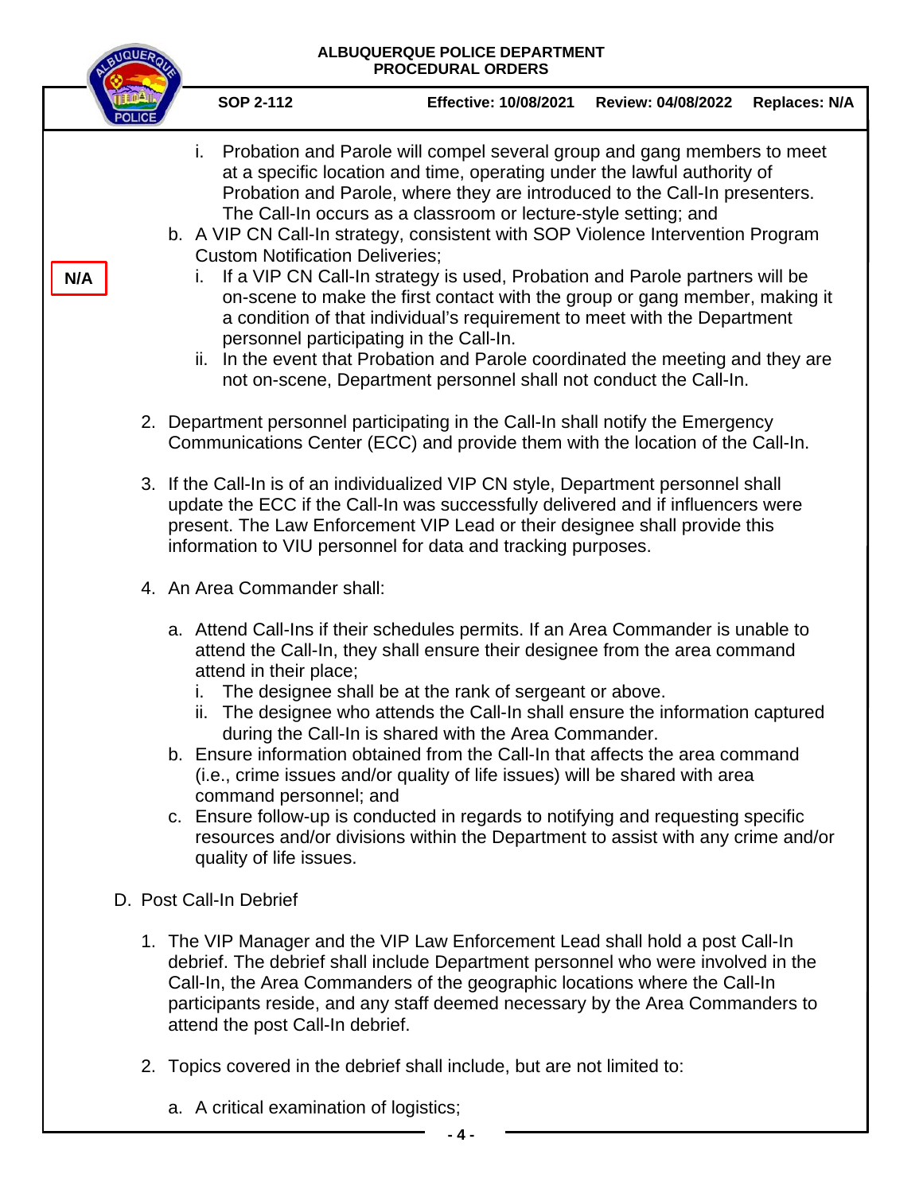i. Probation and Parole will compel several group and gang members to meet at a specific location and time, operating under the lawful authority of Probation and Parole, where they are introduced to the Call-In presenters. The Call-In occurs as a classroom or lecture-style setting; and

b. A VIP CN Call-In strategy, consistent with SOP Violence Intervention Program Custom Notification Deliveries;

**N/A**

i. If a VIP CN Call-In strategy is used, Probation and Parole partners will be on-scene to make the first contact with the group or gang member, making it a condition of that individual's requirement to meet with the Department personnel participating in the Call-In.

ii. In the event that Probation and Parole coordinated the meeting and they are not on-scene, Department personnel shall not conduct the Call-In.

2. Department personnel participating in the Call-In shall notify the Emergency Communications Center (ECC) and provide them with the location of the Call-In.

3. If the Call-In is of an individualized VIP CN style, Department personnel shall update the ECC if the Call-In was successfully delivered and if influencers were present. The Law Enforcement VIP Lead or their designee shall provide this information to VIU personnel for data and tracking purposes.

4. An Area Commander shall:

   a. Attend Call-Ins if their schedules permits. If an Area Commander is unable to attend the Call-In, they shall ensure their designee from the area command attend in their place;
      i. The designee shall be at the rank of sergeant or above.
      ii. The designee who attends the Call-In shall ensure the information captured during the Call-In is shared with the Area Commander.
   b. Ensure information obtained from the Call-In that affects the area command (i.e., crime issues and/or quality of life issues) will be shared with area command personnel; and
   c. Ensure follow-up is conducted in regards to notifying and requesting specific resources and/or divisions within the Department to assist with any crime and/or quality of life issues.

D. Post Call-In Debrief

1. The VIP Manager and the VIP Law Enforcement Lead shall hold a post Call-In debrief. The debrief shall include Department personnel who were involved in the Call-In, the Area Commanders of the geographic locations where the Call-In participants reside, and any staff deemed necessary by the Area Commanders to attend the post Call-In debrief.

2. Topics covered in the debrief shall include, but are not limited to:

   a. A critical examination of logistics;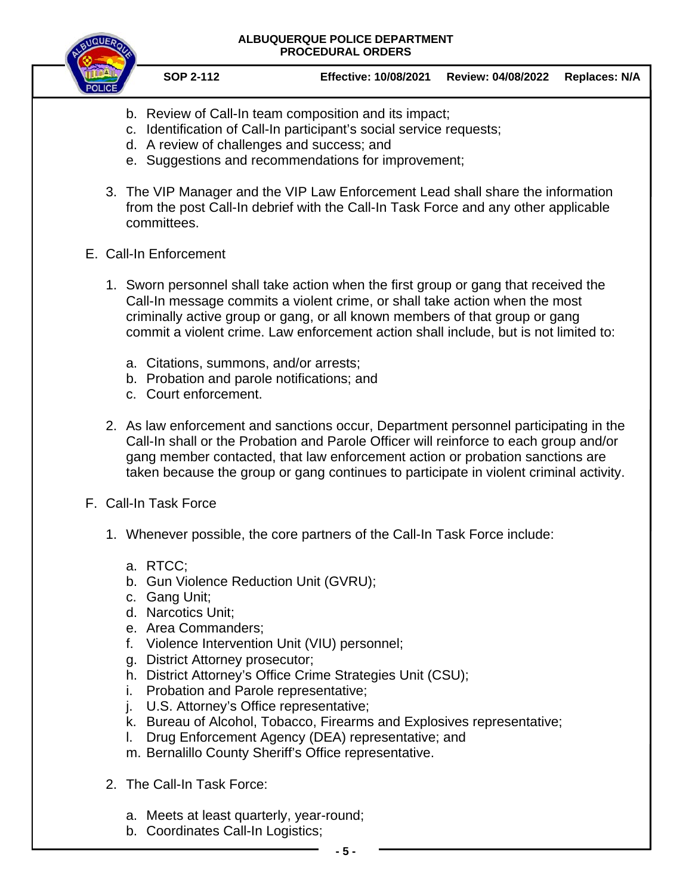b. Review of Call-In team composition and its impact;
   c. Identification of Call-In participant's social service requests;
   d. A review of challenges and success; and
   e. Suggestions and recommendations for improvement;

3. The VIP Manager and the VIP Law Enforcement Lead shall share the information from the post Call-In debrief with the Call-In Task Force and any other applicable committees.

E. Call-In Enforcement

1. Sworn personnel shall take action when the first group or gang that received the Call-In message commits a violent crime, or shall take action when the most criminally active group or gang, or all known members of that group or gang commit a violent crime. Law enforcement action shall include, but is not limited to:

   a. Citations, summons, and/or arrests;
   b. Probation and parole notifications; and
   c. Court enforcement.

2. As law enforcement and sanctions occur, Department personnel participating in the Call-In shall or the Probation and Parole Officer will reinforce to each group and/or gang member contacted, that law enforcement action or probation sanctions are taken because the group or gang continues to participate in violent criminal activity.

F. Call-In Task Force

1. Whenever possible, the core partners of the Call-In Task Force include:

   a. RTCC;
   b. Gun Violence Reduction Unit (GVRU);
   c. Gang Unit;
   d. Narcotics Unit;
   e. Area Commanders;
   f. Violence Intervention Unit (VIU) personnel;
   g. District Attorney prosecutor;
   h. District Attorney's Office Crime Strategies Unit (CSU);
   i. Probation and Parole representative;
   j. U.S. Attorney's Office representative;
   k. Bureau of Alcohol, Tobacco, Firearms and Explosives representative;
   l. Drug Enforcement Agency (DEA) representative; and
   m. Bernalillo County Sheriff's Office representative.

2. The Call-In Task Force:

   a. Meets at least quarterly, year-round;
   b. Coordinates Call-In Logistics;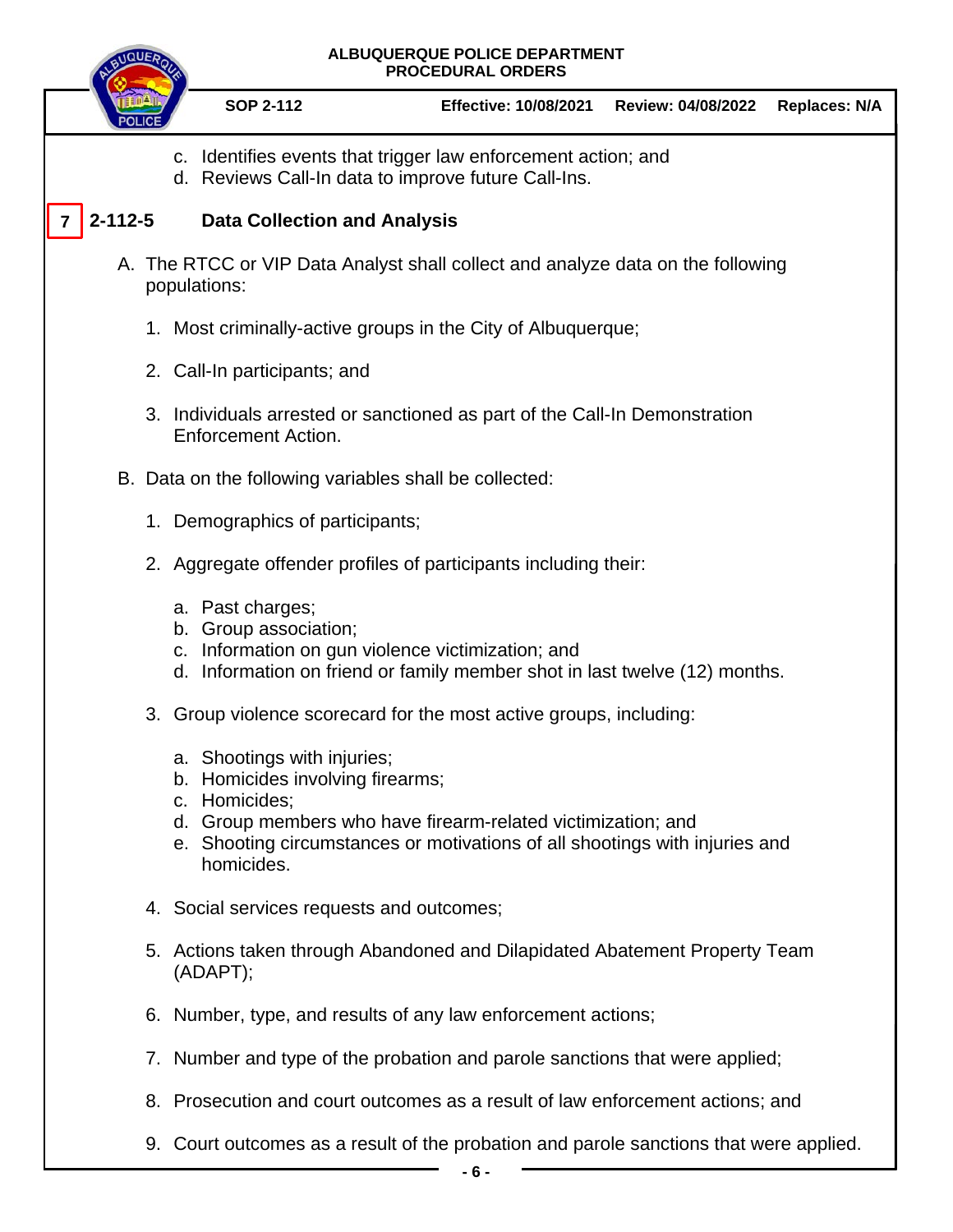c. Identifies events that trigger law enforcement action; and
d. Reviews Call-In data to improve future Call-Ins.

## 7 2-112-5 Data Collection and Analysis

A. The RTCC or VIP Data Analyst shall collect and analyze data on the following populations:

1. Most criminally-active groups in the City of Albuquerque;
2. Call-In participants; and
3. Individuals arrested or sanctioned as part of the Call-In Demonstration Enforcement Action.

B. Data on the following variables shall be collected:

1. Demographics of participants;
2. Aggregate offender profiles of participants including their:
   a. Past charges;
   b. Group association;
   c. Information on gun violence victimization; and
   d. Information on friend or family member shot in last twelve (12) months.
3. Group violence scorecard for the most active groups, including:
   a. Shootings with injuries;
   b. Homicides involving firearms;
   c. Homicides;
   d. Group members who have firearm-related victimization; and
   e. Shooting circumstances or motivations of all shootings with injuries and homicides.
4. Social services requests and outcomes;
5. Actions taken through Abandoned and Dilapidated Abatement Property Team (ADAPT);
6. Number, type, and results of any law enforcement actions;
7. Number and type of the probation and parole sanctions that were applied;
8. Prosecution and court outcomes as a result of law enforcement actions; and
9. Court outcomes as a result of the probation and parole sanctions that were applied.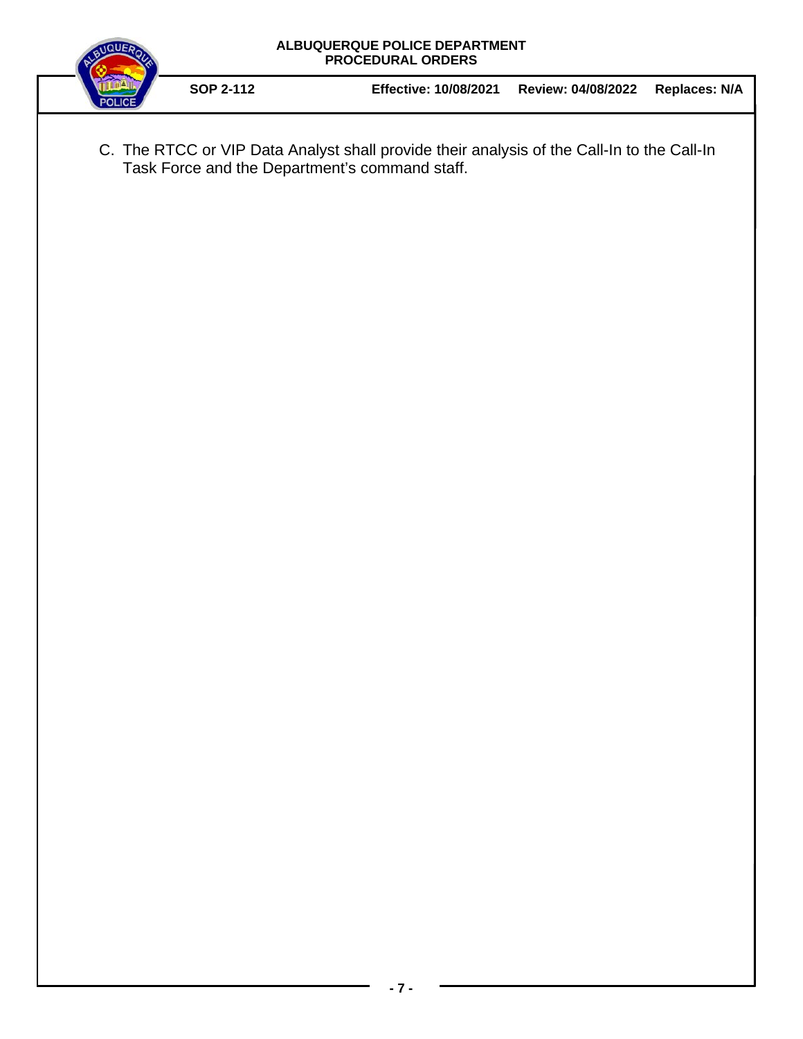C. The RTCC or VIP Data Analyst shall provide their analysis of the Call-In to the Call-In Task Force and the Department's command staff.